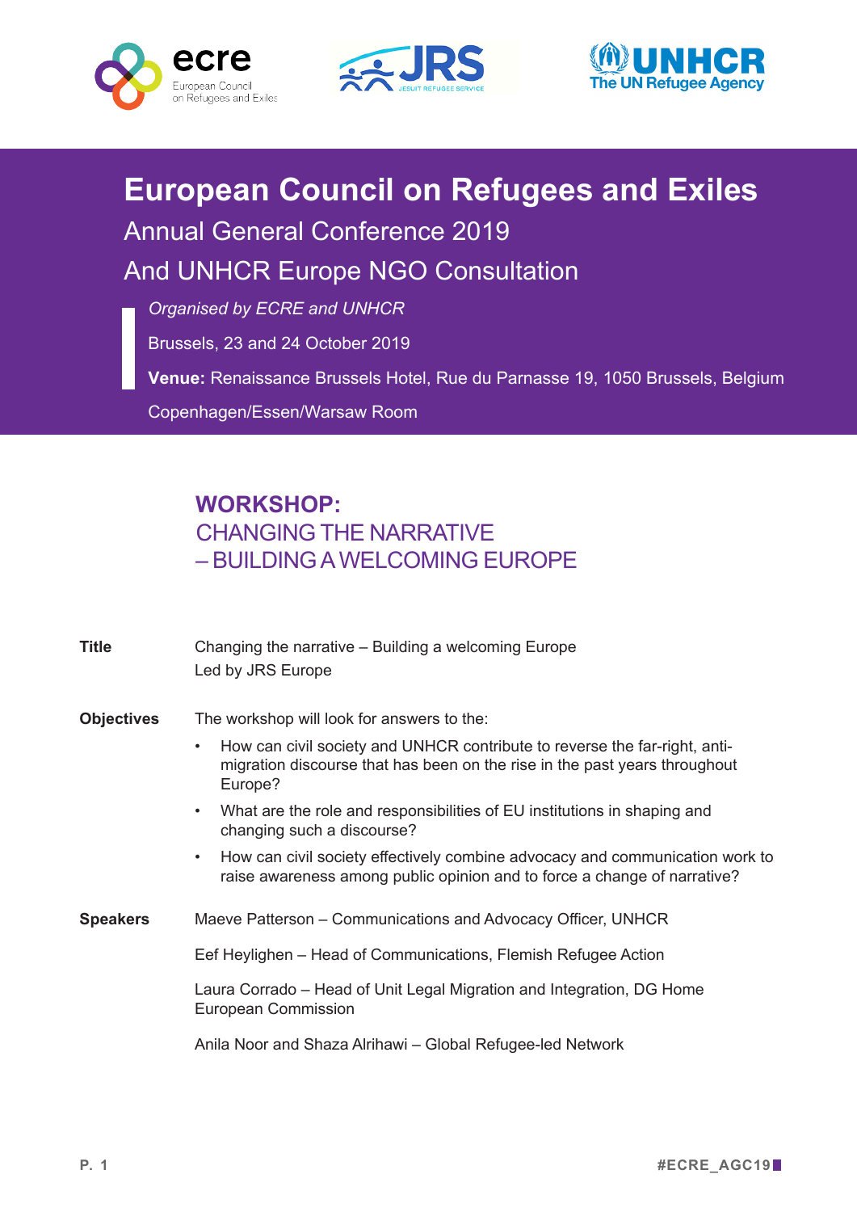# European Council on Refugees and Exiles

## Annual General Conference 2019

## And UNHCR Europe NGO Consultation

*Organised by ECRE and UNHCR*

Brussels, 23 and 24 October 2019

**Venue:** Renaissance Brussels Hotel, Rue du Parnasse 19, 1050 Brussels, Belgium

Copenhagen/Essen/Warsaw Room

## WORKSHOP:
## CHANGING THE NARRATIVE – BUILDING A WELCOMING EUROPE

**Title**

Changing the narrative – Building a welcoming Europe
Led by JRS Europe

**Objectives**

The workshop will look for answers to the:

- How can civil society and UNHCR contribute to reverse the far-right, anti-migration discourse that has been on the rise in the past years throughout Europe?
- What are the role and responsibilities of EU institutions in shaping and changing such a discourse?
- How can civil society effectively combine advocacy and communication work to raise awareness among public opinion and to force a change of narrative?

**Speakers**

Maeve Patterson – Communications and Advocacy Officer, UNHCR

Eef Heylighen – Head of Communications, Flemish Refugee Action

Laura Corrado – Head of Unit Legal Migration and Integration, DG Home European Commission

Anila Noor and Shaza Alrihawi – Global Refugee-led Network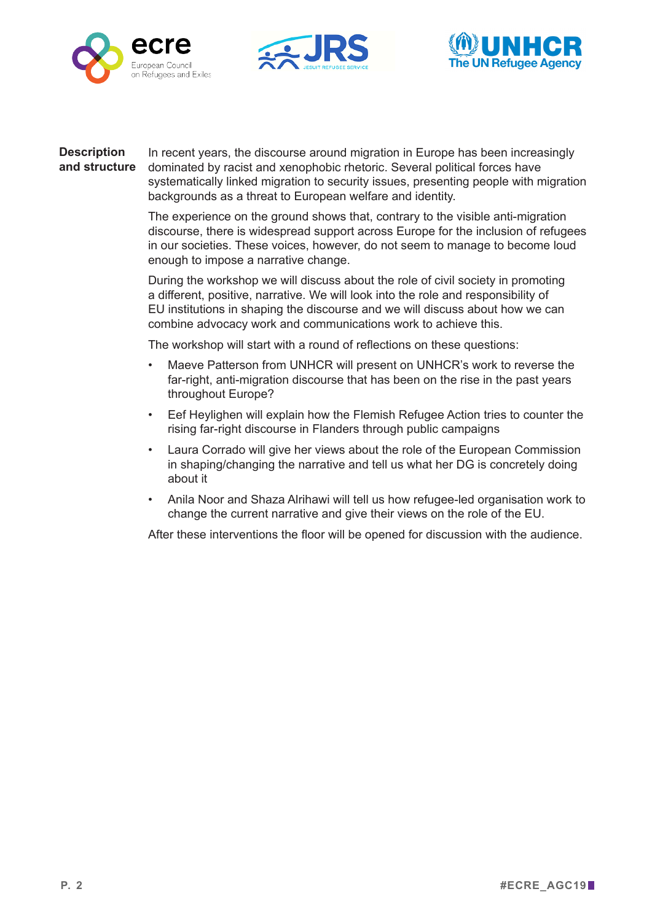**Description and structure**

In recent years, the discourse around migration in Europe has been increasingly dominated by racist and xenophobic rhetoric. Several political forces have systematically linked migration to security issues, presenting people with migration backgrounds as a threat to European welfare and identity.

The experience on the ground shows that, contrary to the visible anti-migration discourse, there is widespread support across Europe for the inclusion of refugees in our societies. These voices, however, do not seem to manage to become loud enough to impose a narrative change.

During the workshop we will discuss about the role of civil society in promoting a different, positive, narrative. We will look into the role and responsibility of EU institutions in shaping the discourse and we will discuss about how we can combine advocacy work and communications work to achieve this.

The workshop will start with a round of reflections on these questions:

- Maeve Patterson from UNHCR will present on UNHCR's work to reverse the far-right, anti-migration discourse that has been on the rise in the past years throughout Europe?
- Eef Heylighen will explain how the Flemish Refugee Action tries to counter the rising far-right discourse in Flanders through public campaigns
- Laura Corrado will give her views about the role of the European Commission in shaping/changing the narrative and tell us what her DG is concretely doing about it
- Anila Noor and Shaza Alrihawi will tell us how refugee-led organisation work to change the current narrative and give their views on the role of the EU.

After these interventions the floor will be opened for discussion with the audience.